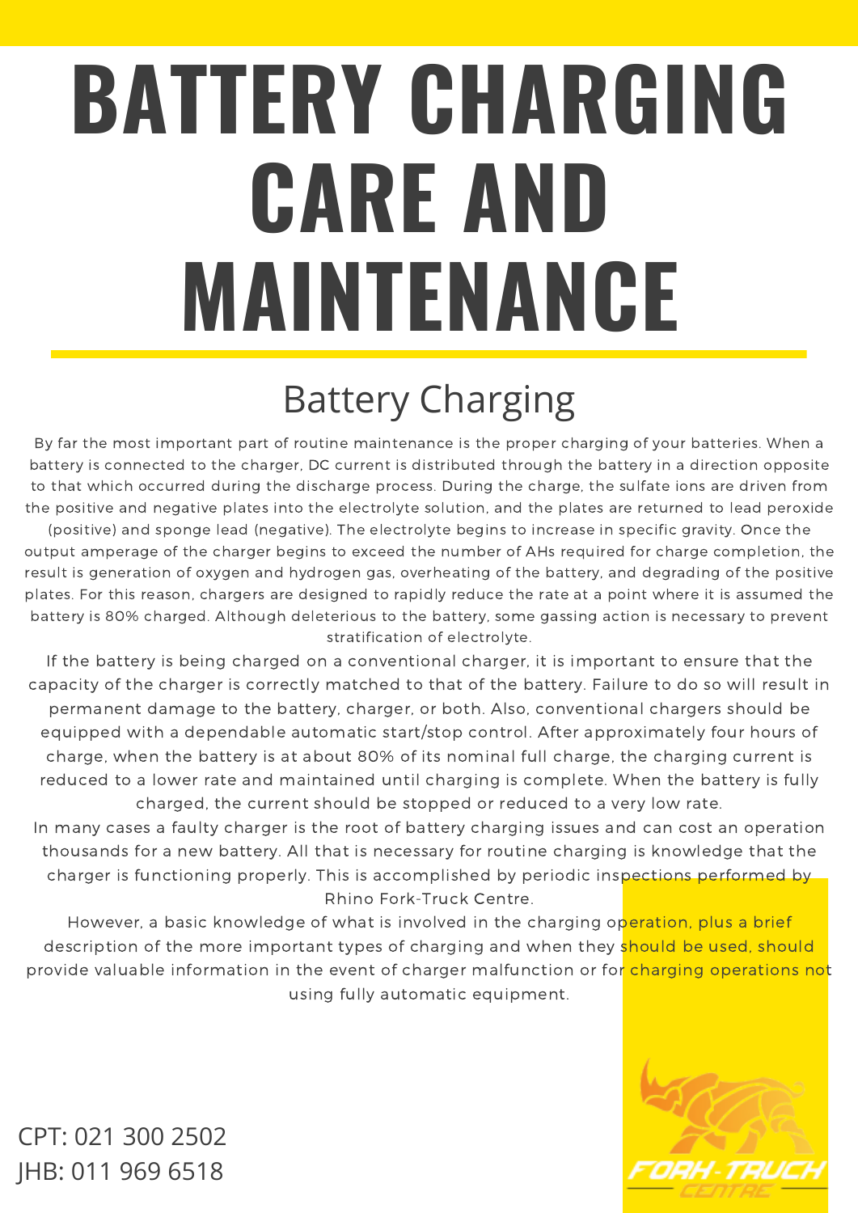# BATTERY CHARGING CARE AND MAINTENANCE

## Battery Charging

By far the most important part of routine maintenance is the proper charging of your batteries. When a battery is connected to the charger, DC current is distributed through the battery in a direction opposite to that which occurred during the discharge process. During the charge, the sulfate ions are driven from the positive and negative plates into the electrolyte solution, and the plates are returned to lead peroxide (positive) and sponge lead (negative). The electrolyte begins to increase in specific gravity. Once the output amperage of the charger begins to exceed the number of AHs required for charge completion, the result is generation of oxygen and hydrogen gas, overheating of the battery, and degrading of the positive plates. For this reason, chargers are designed to rapidly reduce the rate at a point where it is assumed the battery is 80% charged. Although deleterious to the battery, some gassing action is necessary to prevent stratification of electrolyte.

If the battery is being charged on a conventional charger, it is important to ensure that the capacity of the charger is correctly matched to that of the battery. Failure to do so will result in permanent damage to the battery, charger, or both. Also, conventional chargers should be equipped with a dependable automatic start/stop control. After approximately four hours of charge, when the battery is at about 80% of its nominal full charge, the charging current is reduced to a lower rate and maintained until charging is complete. When the battery is fully charged, the current should be stopped or reduced to a very low rate.

In many cases a faulty charger is the root of battery charging issues and can cost an operation thousands for a new battery. All that is necessary for routine charging is knowledge that the charger is functioning properly. This is accomplished by periodic inspections performed by Rhino Fork-Truck Centre.

However, a basic knowledge of what is involved in the charging operation, plus a brief description of the more important types of charging and when they should be used, should provide valuable information in the event of charger malfunction or for charging operations not using fully automatic equipment.

CPT: 021 300 2502
JHB: 011 969 6518

FORK-TRUCK CENTRE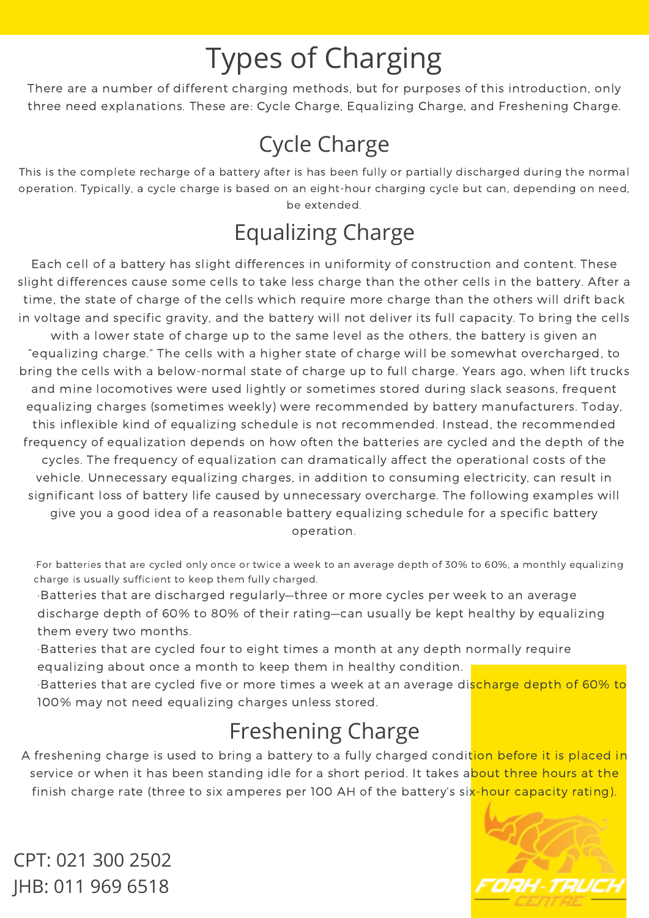# Types of Charging

There are a number of different charging methods, but for purposes of this introduction, only three need explanations. These are: Cycle Charge, Equalizing Charge, and Freshening Charge.

## Cycle Charge

This is the complete recharge of a battery after is has been fully or partially discharged during the normal operation. Typically, a cycle charge is based on an eight-hour charging cycle but can, depending on need, be extended.

## Equalizing Charge

Each cell of a battery has slight differences in uniformity of construction and content. These slight differences cause some cells to take less charge than the other cells in the battery. After a time, the state of charge of the cells which require more charge than the others will drift back in voltage and specific gravity, and the battery will not deliver its full capacity. To bring the cells with a lower state of charge up to the same level as the others, the battery is given an "equalizing charge." The cells with a higher state of charge will be somewhat overcharged, to bring the cells with a below-normal state of charge up to full charge. Years ago, when lift trucks and mine locomotives were used lightly or sometimes stored during slack seasons, frequent equalizing charges (sometimes weekly) were recommended by battery manufacturers. Today, this inflexible kind of equalizing schedule is not recommended. Instead, the recommended frequency of equalization depends on how often the batteries are cycled and the depth of the cycles. The frequency of equalization can dramatically affect the operational costs of the vehicle. Unnecessary equalizing charges, in addition to consuming electricity, can result in significant loss of battery life caused by unnecessary overcharge. The following examples will give you a good idea of a reasonable battery equalizing schedule for a specific battery operation.

- For batteries that are cycled only once or twice a week to an average depth of 30% to 60%, a monthly equalizing charge is usually sufficient to keep them fully charged.
- Batteries that are discharged regularly—three or more cycles per week to an average discharge depth of 60% to 80% of their rating—can usually be kept healthy by equalizing them every two months.
- Batteries that are cycled four to eight times a month at any depth normally require equalizing about once a month to keep them in healthy condition.
- Batteries that are cycled five or more times a week at an average discharge depth of 60% to 100% may not need equalizing charges unless stored.

## Freshening Charge

A freshening charge is used to bring a battery to a fully charged condition before it is placed in service or when it has been standing idle for a short period. It takes about three hours at the finish charge rate (three to six amperes per 100 AH of the battery's six-hour capacity rating).

CPT: 021 300 2502
JHB: 011 969 6518

FORK-TRUCK CENTRE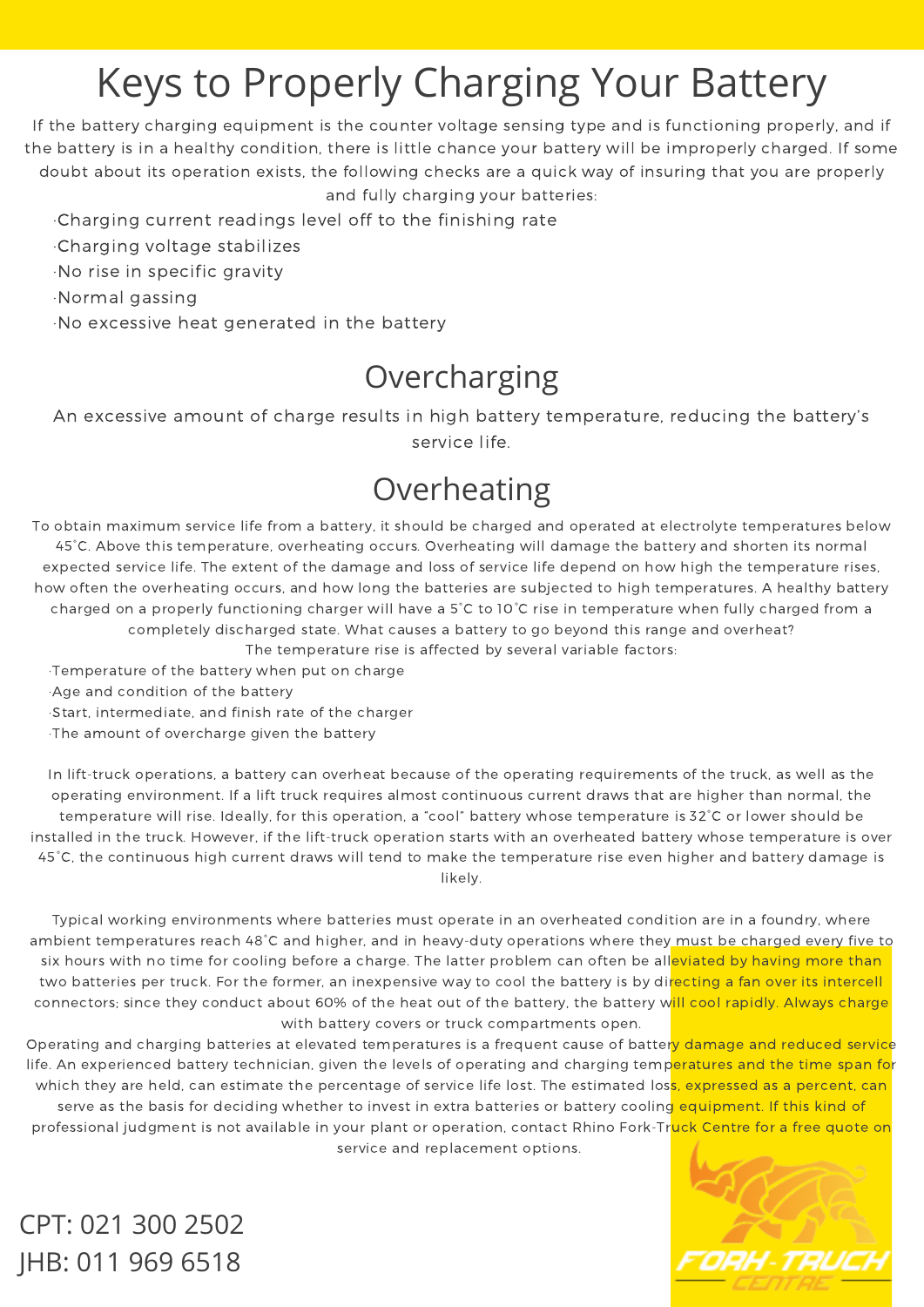# Keys to Properly Charging Your Battery

If the battery charging equipment is the counter voltage sensing type and is functioning properly, and if the battery is in a healthy condition, there is little chance your battery will be improperly charged. If some doubt about its operation exists, the following checks are a quick way of insuring that you are properly and fully charging your batteries:

- Charging current readings level off to the finishing rate
- Charging voltage stabilizes
- No rise in specific gravity
- Normal gassing
- No excessive heat generated in the battery

## Overcharging

An excessive amount of charge results in high battery temperature, reducing the battery's service life.

## Overheating

To obtain maximum service life from a battery, it should be charged and operated at electrolyte temperatures below 45˚C. Above this temperature, overheating occurs. Overheating will damage the battery and shorten its normal expected service life. The extent of the damage and loss of service life depend on how high the temperature rises, how often the overheating occurs, and how long the batteries are subjected to high temperatures. A healthy battery charged on a properly functioning charger will have a 5˚C to 10˚C rise in temperature when fully charged from a completely discharged state. What causes a battery to go beyond this range and overheat?

The temperature rise is affected by several variable factors:

- Temperature of the battery when put on charge
- Age and condition of the battery
- Start, intermediate, and finish rate of the charger
- The amount of overcharge given the battery

In lift-truck operations, a battery can overheat because of the operating requirements of the truck, as well as the operating environment. If a lift truck requires almost continuous current draws that are higher than normal, the temperature will rise. Ideally, for this operation, a "cool" battery whose temperature is 32˚C or lower should be installed in the truck. However, if the lift-truck operation starts with an overheated battery whose temperature is over 45˚C, the continuous high current draws will tend to make the temperature rise even higher and battery damage is likely.

Typical working environments where batteries must operate in an overheated condition are in a foundry, where ambient temperatures reach 48˚C and higher, and in heavy-duty operations where they must be charged every five to six hours with no time for cooling before a charge. The latter problem can often be alleviated by having more than two batteries per truck. For the former, an inexpensive way to cool the battery is by directing a fan over its intercell connectors; since they conduct about 60% of the heat out of the battery, the battery will cool rapidly. Always charge with battery covers or truck compartments open.

Operating and charging batteries at elevated temperatures is a frequent cause of battery damage and reduced service life. An experienced battery technician, given the levels of operating and charging temperatures and the time span for which they are held, can estimate the percentage of service life lost. The estimated loss, expressed as a percent, can serve as the basis for deciding whether to invest in extra batteries or battery cooling equipment. If this kind of professional judgment is not available in your plant or operation, contact Rhino Fork-Truck Centre for a free quote on service and replacement options.

CPT: 021 300 2502

JHB: 011 969 6518

FORK-TRUCK CENTRE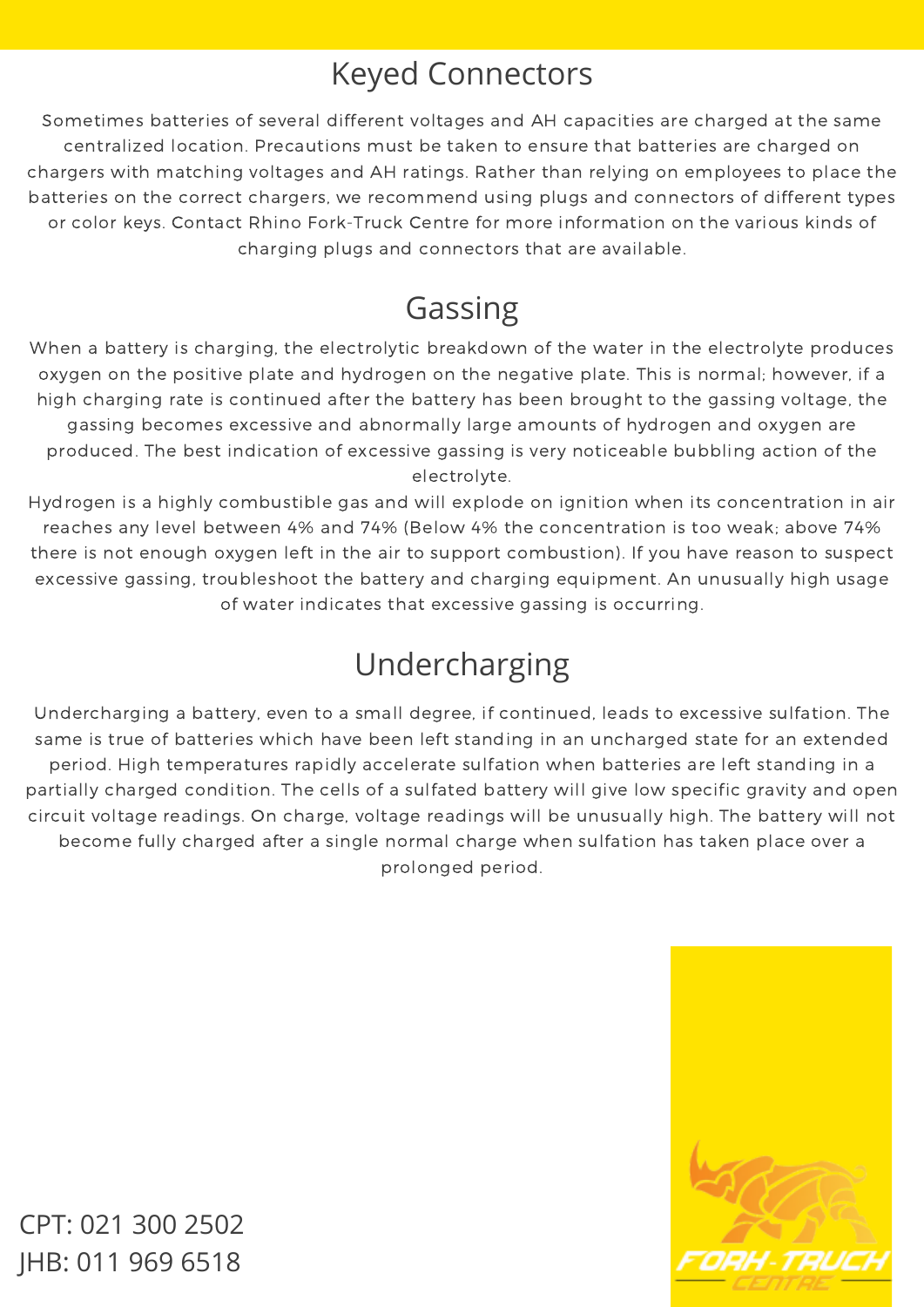## Keyed Connectors

Sometimes batteries of several different voltages and AH capacities are charged at the same centralized location. Precautions must be taken to ensure that batteries are charged on chargers with matching voltages and AH ratings. Rather than relying on employees to place the batteries on the correct chargers, we recommend using plugs and connectors of different types or color keys. Contact Rhino Fork-Truck Centre for more information on the various kinds of charging plugs and connectors that are available.

## Gassing

When a battery is charging, the electrolytic breakdown of the water in the electrolyte produces oxygen on the positive plate and hydrogen on the negative plate. This is normal; however, if a high charging rate is continued after the battery has been brought to the gassing voltage, the gassing becomes excessive and abnormally large amounts of hydrogen and oxygen are produced. The best indication of excessive gassing is very noticeable bubbling action of the electrolyte.

Hydrogen is a highly combustible gas and will explode on ignition when its concentration in air reaches any level between 4% and 74% (Below 4% the concentration is too weak; above 74% there is not enough oxygen left in the air to support combustion). If you have reason to suspect excessive gassing, troubleshoot the battery and charging equipment. An unusually high usage of water indicates that excessive gassing is occurring.

## Undercharging

Undercharging a battery, even to a small degree, if continued, leads to excessive sulfation. The same is true of batteries which have been left standing in an uncharged state for an extended period. High temperatures rapidly accelerate sulfation when batteries are left standing in a partially charged condition. The cells of a sulfated battery will give low specific gravity and open circuit voltage readings. On charge, voltage readings will be unusually high. The battery will not become fully charged after a single normal charge when sulfation has taken place over a prolonged period.

CPT: 021 300 2502
JHB: 011 969 6518

FORK-TRUCK CENTRE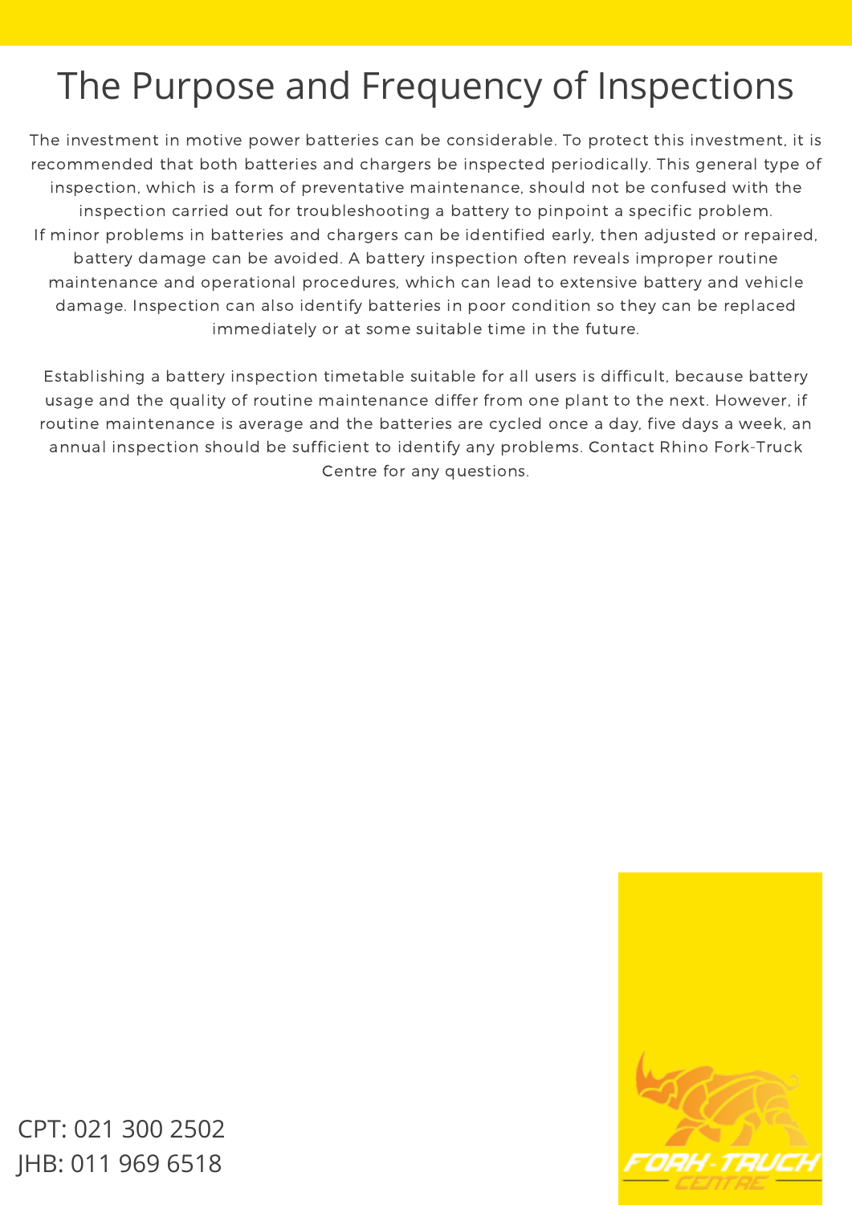# The Purpose and Frequency of Inspections

The investment in motive power batteries can be considerable. To protect this investment, it is recommended that both batteries and chargers be inspected periodically. This general type of inspection, which is a form of preventative maintenance, should not be confused with the inspection carried out for troubleshooting a battery to pinpoint a specific problem.
If minor problems in batteries and chargers can be identified early, then adjusted or repaired, battery damage can be avoided. A battery inspection often reveals improper routine maintenance and operational procedures, which can lead to extensive battery and vehicle damage. Inspection can also identify batteries in poor condition so they can be replaced immediately or at some suitable time in the future.

Establishing a battery inspection timetable suitable for all users is difficult, because battery usage and the quality of routine maintenance differ from one plant to the next. However, if routine maintenance is average and the batteries are cycled once a day, five days a week, an annual inspection should be sufficient to identify any problems. Contact Rhino Fork-Truck Centre for any questions.

CPT: 021 300 2502
JHB: 011 969 6518

FORK-TRUCK CENTRE